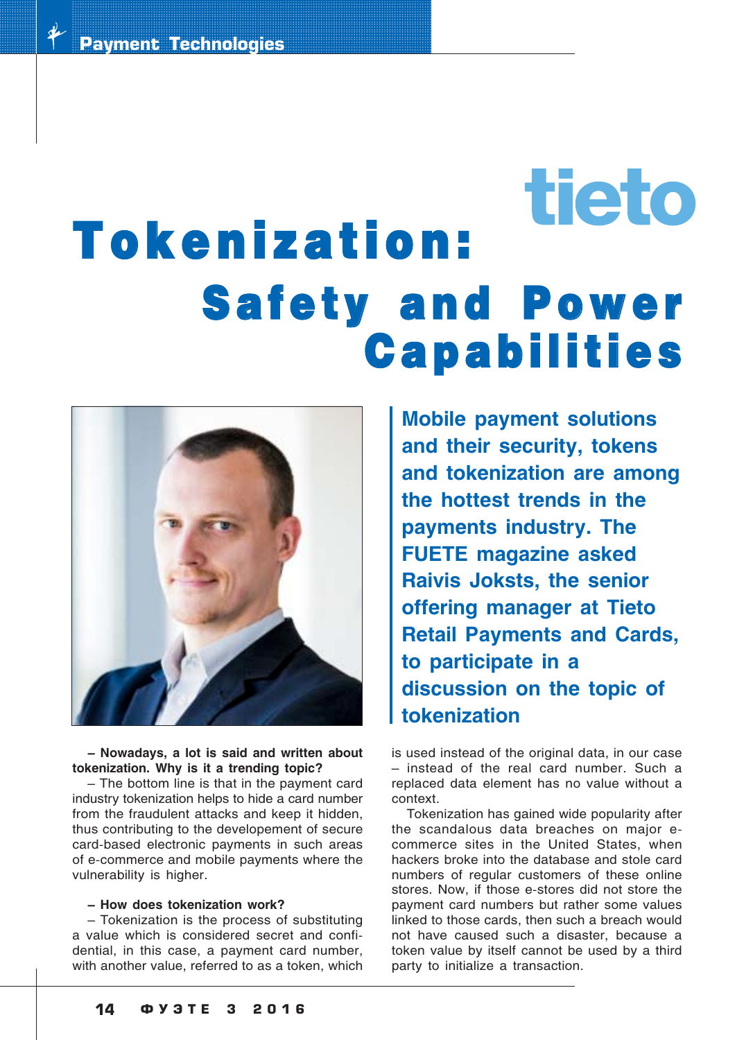tieto

# Tokenization: Safety and Power Capabilities

**Mobile payment solutions and their security, tokens and tokenization are among the hottest trends in the payments industry. The FUETE magazine asked Raivis Joksts, the senior offering manager at Tieto Retail Payments and Cards, to participate in a discussion on the topic of tokenization**

**– Nowadays, a lot is said and written about tokenization. Why is it a trending topic?**

– The bottom line is that in the payment card industry tokenization helps to hide a card number from the fraudulent attacks and keep it hidden, thus contributing to the developement of secure card-based electronic payments in such areas of e-commerce and mobile payments where the vulnerability is higher.

**– How does tokenization work?**

– Tokenization is the process of substituting a value which is considered secret and confidential, in this case, a payment card number, with another value, referred to as a token, which is used instead of the original data, in our case – instead of the real card number. Such a replaced data element has no value without a context.

Tokenization has gained wide popularity after the scandalous data breaches on major e-commerce sites in the United States, when hackers broke into the database and stole card numbers of regular customers of these online stores. Now, if those e-stores did not store the payment card numbers but rather some values linked to those cards, then such a breach would not have caused such a disaster, because a token value by itself cannot be used by a third party to initialize a transaction.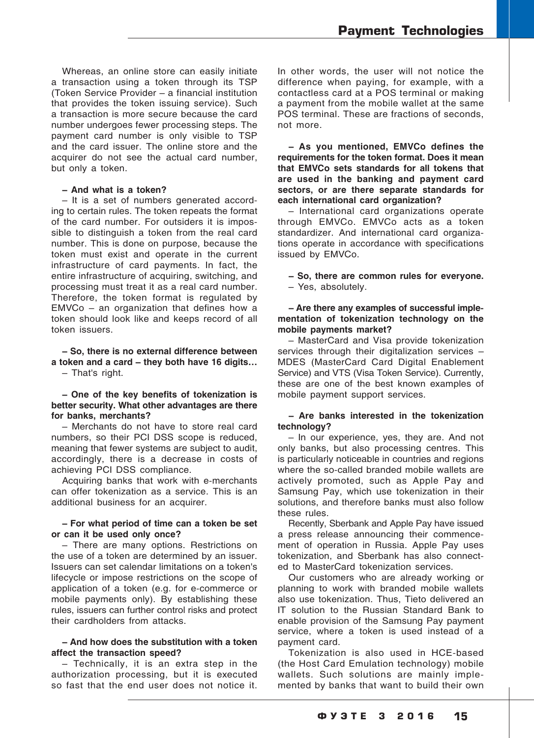Whereas, an online store can easily initiate a transaction using a token through its TSP (Token Service Provider – a financial institution that provides the token issuing service). Such a transaction is more secure because the card number undergoes fewer processing steps. The payment card number is only visible to TSP and the card issuer. The online store and the acquirer do not see the actual card number, but only a token.

**– And what is a token?**

– It is a set of numbers generated according to certain rules. The token repeats the format of the card number. For outsiders it is impossible to distinguish a token from the real card number. This is done on purpose, because the token must exist and operate in the current infrastructure of card payments. In fact, the entire infrastructure of acquiring, switching, and processing must treat it as a real card number. Therefore, the token format is regulated by EMVCo – an organization that defines how a token should look like and keeps record of all token issuers.

**– So, there is no external difference between a token and a card – they both have 16 digits…**

– That's right.

**– One of the key benefits of tokenization is better security. What other advantages are there for banks, merchants?**

– Merchants do not have to store real card numbers, so their PCI DSS scope is reduced, meaning that fewer systems are subject to audit, accordingly, there is a decrease in costs of achieving PCI DSS compliance.

Acquiring banks that work with e-merchants can offer tokenization as a service. This is an additional business for an acquirer.

**– For what period of time can a token be set or can it be used only once?**

– There are many options. Restrictions on the use of a token are determined by an issuer. Issuers can set calendar limitations on a token's lifecycle or impose restrictions on the scope of application of a token (e.g. for e-commerce or mobile payments only). By establishing these rules, issuers can further control risks and protect their cardholders from attacks.

**– And how does the substitution with a token affect the transaction speed?**

– Technically, it is an extra step in the authorization processing, but it is executed so fast that the end user does not notice it. In other words, the user will not notice the difference when paying, for example, with a contactless card at a POS terminal or making a payment from the mobile wallet at the same POS terminal. These are fractions of seconds, not more.

**– As you mentioned, EMVCo defines the requirements for the token format. Does it mean that EMVCo sets standards for all tokens that are used in the banking and payment card sectors, or are there separate standards for each international card organization?**

– International card organizations operate through EMVCo. EMVCo acts as a token standardizer. And international card organizations operate in accordance with specifications issued by EMVCo.

**– So, there are common rules for everyone.**

– Yes, absolutely.

**– Are there any examples of successful implementation of tokenization technology on the mobile payments market?**

– MasterCard and Visa provide tokenization services through their digitalization services – MDES (MasterCard Card Digital Enablement Service) and VTS (Visa Token Service). Currently, these are one of the best known examples of mobile payment support services.

**– Are banks interested in the tokenization technology?**

– In our experience, yes, they are. And not only banks, but also processing centres. This is particularly noticeable in countries and regions where the so-called branded mobile wallets are actively promoted, such as Apple Pay and Samsung Pay, which use tokenization in their solutions, and therefore banks must also follow these rules.

Recently, Sberbank and Apple Pay have issued a press release announcing their commencement of operation in Russia. Apple Pay uses tokenization, and Sberbank has also connected to MasterCard tokenization services.

Our customers who are already working or planning to work with branded mobile wallets also use tokenization. Thus, Tieto delivered an IT solution to the Russian Standard Bank to enable provision of the Samsung Pay payment service, where a token is used instead of a payment card.

Tokenization is also used in HCE-based (the Host Card Emulation technology) mobile wallets. Such solutions are mainly implemented by banks that want to build their own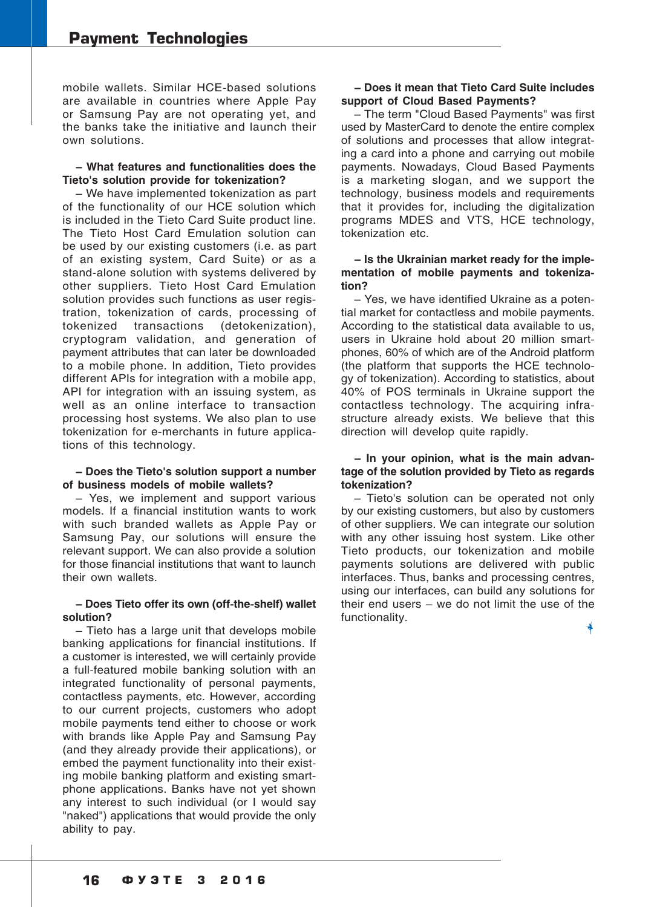mobile wallets. Similar HCE-based solutions are available in countries where Apple Pay or Samsung Pay are not operating yet, and the banks take the initiative and launch their own solutions.

**– What features and functionalities does the Tieto's solution provide for tokenization?**

– We have implemented tokenization as part of the functionality of our HCE solution which is included in the Tieto Card Suite product line. The Tieto Host Card Emulation solution can be used by our existing customers (i.e. as part of an existing system, Card Suite) or as a stand-alone solution with systems delivered by other suppliers. Tieto Host Card Emulation solution provides such functions as user registration, tokenization of cards, processing of tokenized transactions (detokenization), cryptogram validation, and generation of payment attributes that can later be downloaded to a mobile phone. In addition, Tieto provides different APIs for integration with a mobile app, API for integration with an issuing system, as well as an online interface to transaction processing host systems. We also plan to use tokenization for e-merchants in future applications of this technology.

**– Does the Tieto's solution support a number of business models of mobile wallets?**

– Yes, we implement and support various models. If a financial institution wants to work with such branded wallets as Apple Pay or Samsung Pay, our solutions will ensure the relevant support. We can also provide a solution for those financial institutions that want to launch their own wallets.

**– Does Tieto offer its own (off-the-shelf) wallet solution?**

– Tieto has a large unit that develops mobile banking applications for financial institutions. If a customer is interested, we will certainly provide a full-featured mobile banking solution with an integrated functionality of personal payments, contactless payments, etc. However, according to our current projects, customers who adopt mobile payments tend either to choose or work with brands like Apple Pay and Samsung Pay (and they already provide their applications), or embed the payment functionality into their existing mobile banking platform and existing smartphone applications. Banks have not yet shown any interest to such individual (or I would say "naked") applications that would provide the only ability to pay.

**– Does it mean that Tieto Card Suite includes support of Cloud Based Payments?**

– The term "Cloud Based Payments" was first used by MasterCard to denote the entire complex of solutions and processes that allow integrating a card into a phone and carrying out mobile payments. Nowadays, Cloud Based Payments is a marketing slogan, and we support the technology, business models and requirements that it provides for, including the digitalization programs MDES and VTS, HCE technology, tokenization etc.

**– Is the Ukrainian market ready for the implementation of mobile payments and tokenization?**

– Yes, we have identified Ukraine as a potential market for contactless and mobile payments. According to the statistical data available to us, users in Ukraine hold about 20 million smartphones, 60% of which are of the Android platform (the platform that supports the HCE technology of tokenization). According to statistics, about 40% of POS terminals in Ukraine support the contactless technology. The acquiring infrastructure already exists. We believe that this direction will develop quite rapidly.

**– In your opinion, what is the main advantage of the solution provided by Tieto as regards tokenization?**

– Tieto's solution can be operated not only by our existing customers, but also by customers of other suppliers. We can integrate our solution with any other issuing host system. Like other Tieto products, our tokenization and mobile payments solutions are delivered with public interfaces. Thus, banks and processing centres, using our interfaces, can build any solutions for their end users – we do not limit the use of the functionality.